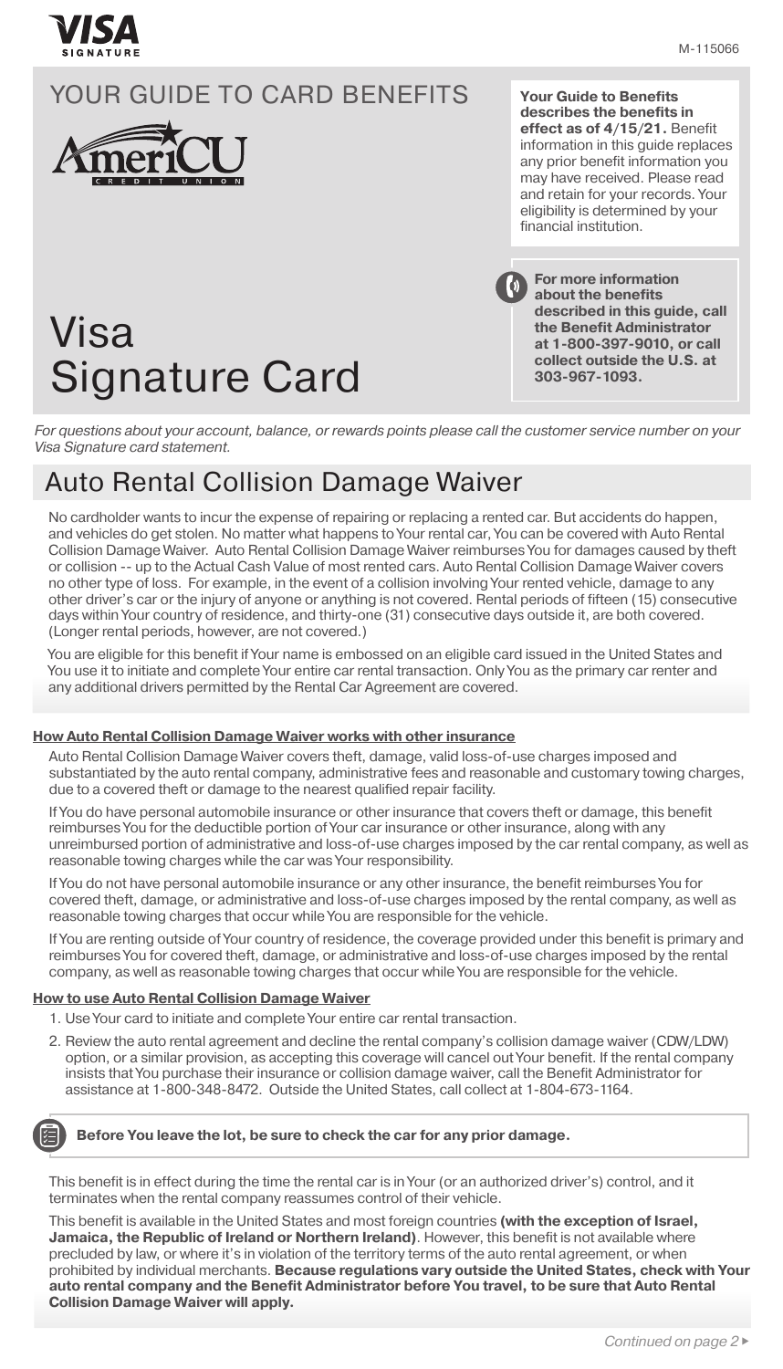VISA SIGNATURE

M-115066

# YOUR GUIDE TO CARD BENEFITS

AmeriCU CREDIT UNION

# Visa Signature Card

**Your Guide to Benefits describes the benefits in effect as of 4/15/21.** Benefit information in this guide replaces any prior benefit information you may have received. Please read and retain for your records. Your eligibility is determined by your financial institution.

**For more information about the benefits described in this guide, call the Benefit Administrator at 1-800-397-9010, or call collect outside the U.S. at 303-967-1093.**

*For questions about your account, balance, or rewards points please call the customer service number on your Visa Signature card statement.*

## Auto Rental Collision Damage Waiver

No cardholder wants to incur the expense of repairing or replacing a rented car. But accidents do happen, and vehicles do get stolen. No matter what happens to Your rental car, You can be covered with Auto Rental Collision Damage Waiver. Auto Rental Collision Damage Waiver reimburses You for damages caused by theft or collision -- up to the Actual Cash Value of most rented cars. Auto Rental Collision Damage Waiver covers no other type of loss. For example, in the event of a collision involving Your rented vehicle, damage to any other driver's car or the injury of anyone or anything is not covered. Rental periods of fifteen (15) consecutive days within Your country of residence, and thirty-one (31) consecutive days outside it, are both covered. (Longer rental periods, however, are not covered.)

You are eligible for this benefit if Your name is embossed on an eligible card issued in the United States and You use it to initiate and complete Your entire car rental transaction. Only You as the primary car renter and any additional drivers permitted by the Rental Car Agreement are covered.

**How Auto Rental Collision Damage Waiver works with other insurance**

Auto Rental Collision Damage Waiver covers theft, damage, valid loss-of-use charges imposed and substantiated by the auto rental company, administrative fees and reasonable and customary towing charges, due to a covered theft or damage to the nearest qualified repair facility.

If You do have personal automobile insurance or other insurance that covers theft or damage, this benefit reimburses You for the deductible portion of Your car insurance or other insurance, along with any unreimbursed portion of administrative and loss-of-use charges imposed by the car rental company, as well as reasonable towing charges while the car was Your responsibility.

If You do not have personal automobile insurance or any other insurance, the benefit reimburses You for covered theft, damage, or administrative and loss-of-use charges imposed by the rental company, as well as reasonable towing charges that occur while You are responsible for the vehicle.

If You are renting outside of Your country of residence, the coverage provided under this benefit is primary and reimburses You for covered theft, damage, or administrative and loss-of-use charges imposed by the rental company, as well as reasonable towing charges that occur while You are responsible for the vehicle.

**How to use Auto Rental Collision Damage Waiver**

1. Use Your card to initiate and complete Your entire car rental transaction.
2. Review the auto rental agreement and decline the rental company's collision damage waiver (CDW/LDW) option, or a similar provision, as accepting this coverage will cancel out Your benefit. If the rental company insists that You purchase their insurance or collision damage waiver, call the Benefit Administrator for assistance at 1-800-348-8472. Outside the United States, call collect at 1-804-673-1164.

**Before You leave the lot, be sure to check the car for any prior damage.**

This benefit is in effect during the time the rental car is in Your (or an authorized driver's) control, and it terminates when the rental company reassumes control of their vehicle.

This benefit is available in the United States and most foreign countries **(with the exception of Israel, Jamaica, the Republic of Ireland or Northern Ireland)**. However, this benefit is not available where precluded by law, or where it's in violation of the territory terms of the auto rental agreement, or when prohibited by individual merchants. **Because regulations vary outside the United States, check with Your auto rental company and the Benefit Administrator before You travel, to be sure that Auto Rental Collision Damage Waiver will apply.**

*Continued on page 2*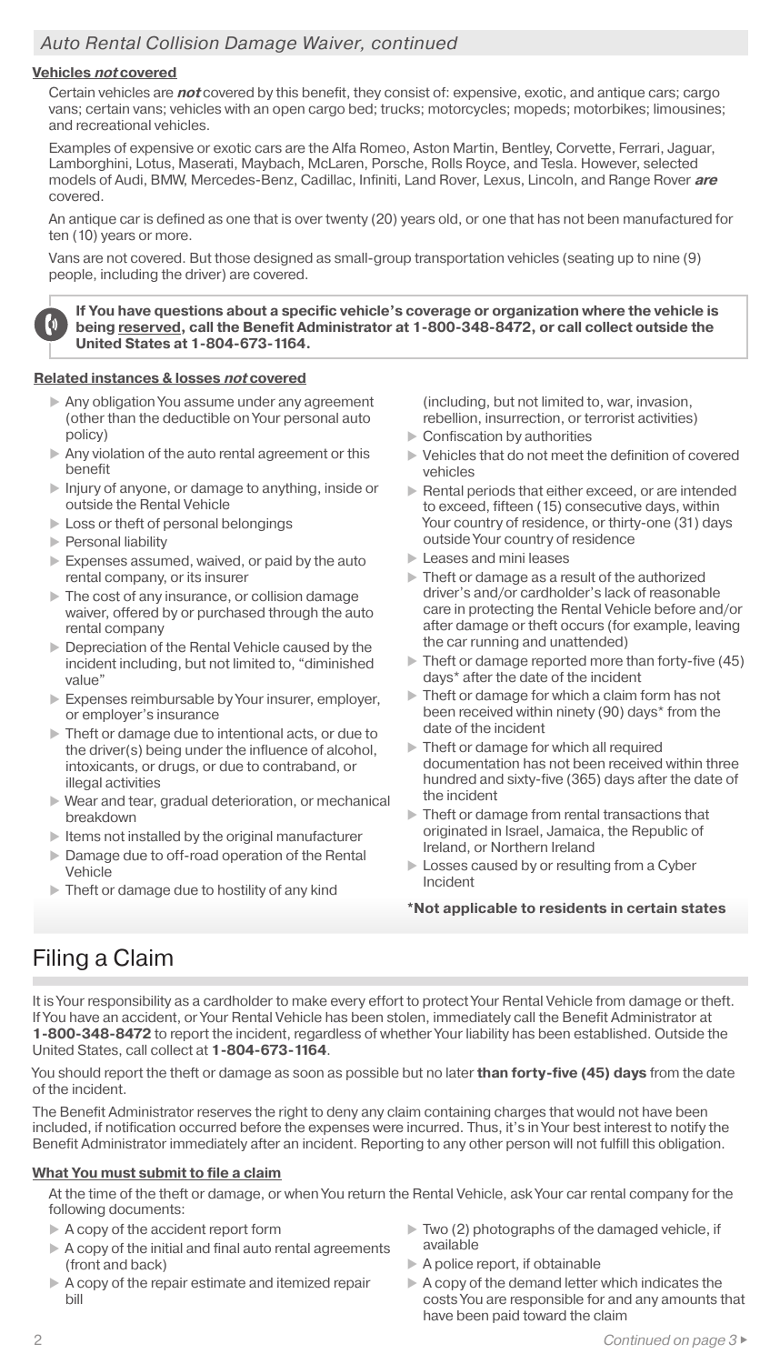## Auto Rental Collision Damage Waiver, continued

**Vehicles *not* covered**

Certain vehicles are ***not*** covered by this benefit, they consist of: expensive, exotic, and antique cars; cargo vans; certain vans; vehicles with an open cargo bed; trucks; motorcycles; mopeds; motorbikes; limousines; and recreational vehicles.

Examples of expensive or exotic cars are the Alfa Romeo, Aston Martin, Bentley, Corvette, Ferrari, Jaguar, Lamborghini, Lotus, Maserati, Maybach, McLaren, Porsche, Rolls Royce, and Tesla. However, selected models of Audi, BMW, Mercedes-Benz, Cadillac, Infiniti, Land Rover, Lexus, Lincoln, and Range Rover ***are*** covered.

An antique car is defined as one that is over twenty (20) years old, or one that has not been manufactured for ten (10) years or more.

Vans are not covered. But those designed as small-group transportation vehicles (seating up to nine (9) people, including the driver) are covered.

**If You have questions about a specific vehicle's coverage or organization where the vehicle is being reserved, call the Benefit Administrator at 1-800-348-8472, or call collect outside the United States at 1-804-673-1164.**

**Related instances & losses *not* covered**

- Any obligation You assume under any agreement (other than the deductible on Your personal auto policy)
- Any violation of the auto rental agreement or this benefit
- Injury of anyone, or damage to anything, inside or outside the Rental Vehicle
- Loss or theft of personal belongings
- Personal liability
- Expenses assumed, waived, or paid by the auto rental company, or its insurer
- The cost of any insurance, or collision damage waiver, offered by or purchased through the auto rental company
- Depreciation of the Rental Vehicle caused by the incident including, but not limited to, "diminished value"
- Expenses reimbursable by Your insurer, employer, or employer's insurance
- Theft or damage due to intentional acts, or due to the driver(s) being under the influence of alcohol, intoxicants, or drugs, or due to contraband, or illegal activities
- Wear and tear, gradual deterioration, or mechanical breakdown
- Items not installed by the original manufacturer
- Damage due to off-road operation of the Rental Vehicle
- Theft or damage due to hostility of any kind (including, but not limited to, war, invasion, rebellion, insurrection, or terrorist activities)
- Confiscation by authorities
- Vehicles that do not meet the definition of covered vehicles
- Rental periods that either exceed, or are intended to exceed, fifteen (15) consecutive days, within Your country of residence, or thirty-one (31) days outside Your country of residence
- Leases and mini leases
- Theft or damage as a result of the authorized driver's and/or cardholder's lack of reasonable care in protecting the Rental Vehicle before and/or after damage or theft occurs (for example, leaving the car running and unattended)
- Theft or damage reported more than forty-five (45) days* after the date of the incident
- Theft or damage for which a claim form has not been received within ninety (90) days* from the date of the incident
- Theft or damage for which all required documentation has not been received within three hundred and sixty-five (365) days after the date of the incident
- Theft or damage from rental transactions that originated in Israel, Jamaica, the Republic of Ireland, or Northern Ireland
- Losses caused by or resulting from a Cyber Incident

**\*Not applicable to residents in certain states**

# Filing a Claim

It is Your responsibility as a cardholder to make every effort to protect Your Rental Vehicle from damage or theft. If You have an accident, or Your Rental Vehicle has been stolen, immediately call the Benefit Administrator at **1-800-348-8472** to report the incident, regardless of whether Your liability has been established. Outside the United States, call collect at **1-804-673-1164**.

You should report the theft or damage as soon as possible but no later **than forty-five (45) days** from the date of the incident.

The Benefit Administrator reserves the right to deny any claim containing charges that would not have been included, if notification occurred before the expenses were incurred. Thus, it's in Your best interest to notify the Benefit Administrator immediately after an incident. Reporting to any other person will not fulfill this obligation.

**What You must submit to file a claim**

At the time of the theft or damage, or when You return the Rental Vehicle, ask Your car rental company for the following documents:

- A copy of the accident report form
- A copy of the initial and final auto rental agreements (front and back)
- A copy of the repair estimate and itemized repair bill
- Two (2) photographs of the damaged vehicle, if available
- A police report, if obtainable
- A copy of the demand letter which indicates the costs You are responsible for and any amounts that have been paid toward the claim

Continued on page 3 ▸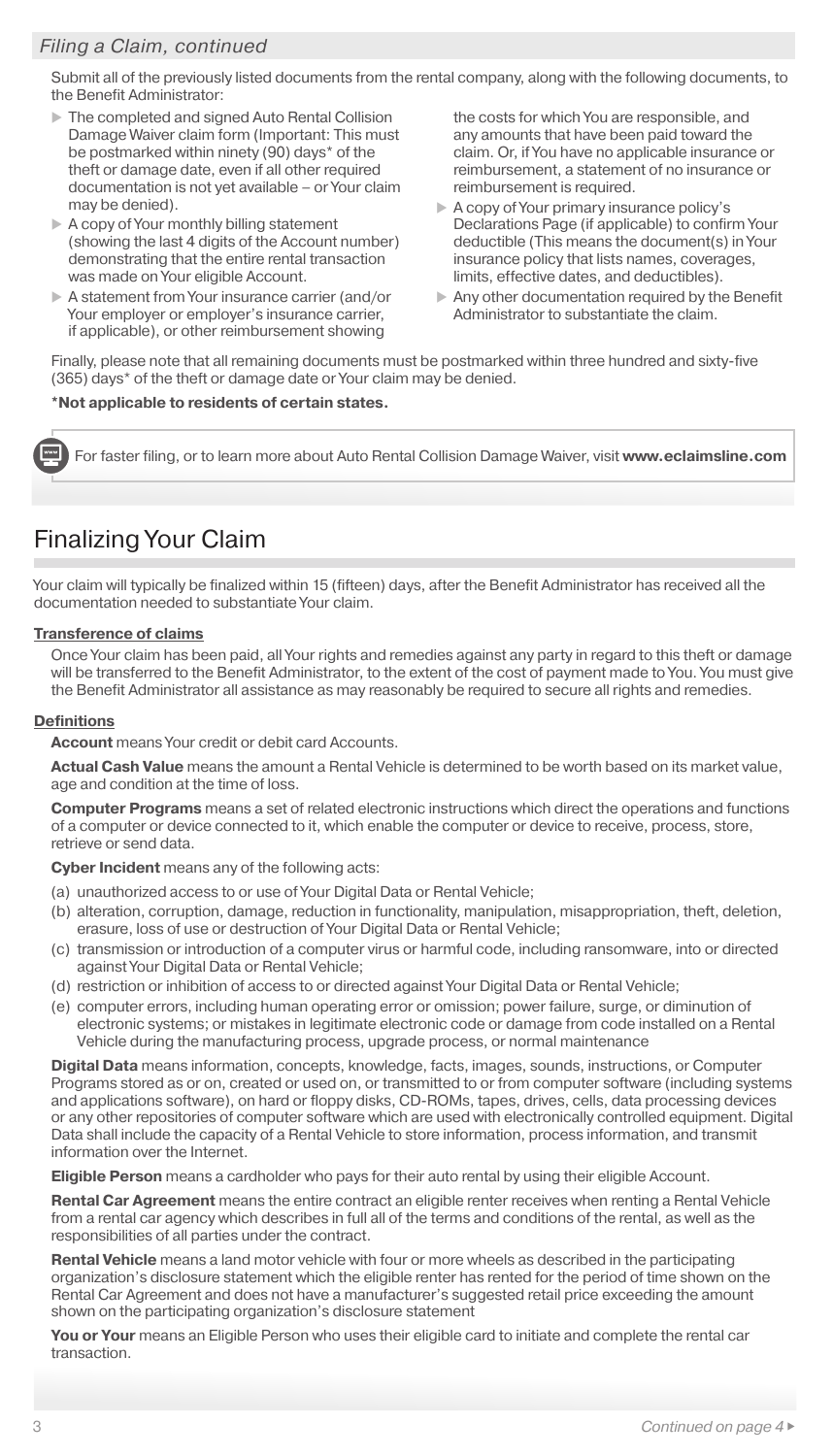*Filing a Claim, continued*

Submit all of the previously listed documents from the rental company, along with the following documents, to the Benefit Administrator:

- The completed and signed Auto Rental Collision Damage Waiver claim form (Important: This must be postmarked within ninety (90) days* of the theft or damage date, even if all other required documentation is not yet available – or Your claim may be denied).
- A copy of Your monthly billing statement (showing the last 4 digits of the Account number) demonstrating that the entire rental transaction was made on Your eligible Account.
- A statement from Your insurance carrier (and/or Your employer or employer's insurance carrier, if applicable), or other reimbursement showing the costs for which You are responsible, and any amounts that have been paid toward the claim. Or, if You have no applicable insurance or reimbursement, a statement of no insurance or reimbursement is required.
- A copy of Your primary insurance policy's Declarations Page (if applicable) to confirm Your deductible (This means the document(s) in Your insurance policy that lists names, coverages, limits, effective dates, and deductibles).
- Any other documentation required by the Benefit Administrator to substantiate the claim.

Finally, please note that all remaining documents must be postmarked within three hundred and sixty-five (365) days* of the theft or damage date or Your claim may be denied.

**\*Not applicable to residents of certain states.**

For faster filing, or to learn more about Auto Rental Collision Damage Waiver, visit **www.eclaimsline.com**

## Finalizing Your Claim

Your claim will typically be finalized within 15 (fifteen) days, after the Benefit Administrator has received all the documentation needed to substantiate Your claim.

**Transference of claims**

Once Your claim has been paid, all Your rights and remedies against any party in regard to this theft or damage will be transferred to the Benefit Administrator, to the extent of the cost of payment made to You. You must give the Benefit Administrator all assistance as may reasonably be required to secure all rights and remedies.

**Definitions**

**Account** means Your credit or debit card Accounts.

**Actual Cash Value** means the amount a Rental Vehicle is determined to be worth based on its market value, age and condition at the time of loss.

**Computer Programs** means a set of related electronic instructions which direct the operations and functions of a computer or device connected to it, which enable the computer or device to receive, process, store, retrieve or send data.

**Cyber Incident** means any of the following acts:

(a) unauthorized access to or use of Your Digital Data or Rental Vehicle;
(b) alteration, corruption, damage, reduction in functionality, manipulation, misappropriation, theft, deletion, erasure, loss of use or destruction of Your Digital Data or Rental Vehicle;
(c) transmission or introduction of a computer virus or harmful code, including ransomware, into or directed against Your Digital Data or Rental Vehicle;
(d) restriction or inhibition of access to or directed against Your Digital Data or Rental Vehicle;
(e) computer errors, including human operating error or omission; power failure, surge, or diminution of electronic systems; or mistakes in legitimate electronic code or damage from code installed on a Rental Vehicle during the manufacturing process, upgrade process, or normal maintenance

**Digital Data** means information, concepts, knowledge, facts, images, sounds, instructions, or Computer Programs stored as or on, created or used on, or transmitted to or from computer software (including systems and applications software), on hard or floppy disks, CD-ROMs, tapes, drives, cells, data processing devices or any other repositories of computer software which are used with electronically controlled equipment. Digital Data shall include the capacity of a Rental Vehicle to store information, process information, and transmit information over the Internet.

**Eligible Person** means a cardholder who pays for their auto rental by using their eligible Account.

**Rental Car Agreement** means the entire contract an eligible renter receives when renting a Rental Vehicle from a rental car agency which describes in full all of the terms and conditions of the rental, as well as the responsibilities of all parties under the contract.

**Rental Vehicle** means a land motor vehicle with four or more wheels as described in the participating organization's disclosure statement which the eligible renter has rented for the period of time shown on the Rental Car Agreement and does not have a manufacturer's suggested retail price exceeding the amount shown on the participating organization's disclosure statement

**You or Your** means an Eligible Person who uses their eligible card to initiate and complete the rental car transaction.

*Continued on page 4*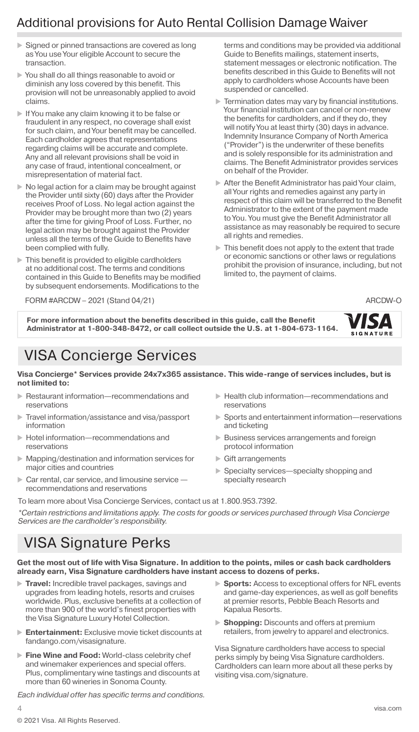## Additional provisions for Auto Rental Collision Damage Waiver

- Signed or pinned transactions are covered as long as You use Your eligible Account to secure the transaction.
- You shall do all things reasonable to avoid or diminish any loss covered by this benefit. This provision will not be unreasonably applied to avoid claims.
- If You make any claim knowing it to be false or fraudulent in any respect, no coverage shall exist for such claim, and Your benefit may be cancelled. Each cardholder agrees that representations regarding claims will be accurate and complete. Any and all relevant provisions shall be void in any case of fraud, intentional concealment, or misrepresentation of material fact.
- No legal action for a claim may be brought against the Provider until sixty (60) days after the Provider receives Proof of Loss. No legal action against the Provider may be brought more than two (2) years after the time for giving Proof of Loss. Further, no legal action may be brought against the Provider unless all the terms of the Guide to Benefits have been complied with fully.
- This benefit is provided to eligible cardholders at no additional cost. The terms and conditions contained in this Guide to Benefits may be modified by subsequent endorsements. Modifications to the terms and conditions may be provided via additional Guide to Benefits mailings, statement inserts, statement messages or electronic notification. The benefits described in this Guide to Benefits will not apply to cardholders whose Accounts have been suspended or cancelled.
- Termination dates may vary by financial institutions. Your financial institution can cancel or non-renew the benefits for cardholders, and if they do, they will notify You at least thirty (30) days in advance. Indemnity Insurance Company of North America ("Provider") is the underwriter of these benefits and is solely responsible for its administration and claims. The Benefit Administrator provides services on behalf of the Provider.
- After the Benefit Administrator has paid Your claim, all Your rights and remedies against any party in respect of this claim will be transferred to the Benefit Administrator to the extent of the payment made to You. You must give the Benefit Administrator all assistance as may reasonably be required to secure all rights and remedies.
- This benefit does not apply to the extent that trade or economic sanctions or other laws or regulations prohibit the provision of insurance, including, but not limited to, the payment of claims.

FORM #ARCDW – 2021 (Stand 04/21)

ARCDW-O

**For more information about the benefits described in this guide, call the Benefit Administrator at 1-800-348-8472, or call collect outside the U.S. at 1-804-673-1164.**

VISA SIGNATURE

## VISA Concierge Services

**Visa Concierge* Services provide 24x7x365 assistance. This wide-range of services includes, but is not limited to:**

- Restaurant information—recommendations and reservations
- Travel information/assistance and visa/passport information
- Hotel information—recommendations and reservations
- Mapping/destination and information services for major cities and countries
- Car rental, car service, and limousine service — recommendations and reservations
- Health club information—recommendations and reservations
- Sports and entertainment information—reservations and ticketing
- Business services arrangements and foreign protocol information
- Gift arrangements
- Specialty services—specialty shopping and specialty research

To learn more about Visa Concierge Services, contact us at 1.800.953.7392.

*\*Certain restrictions and limitations apply. The costs for goods or services purchased through Visa Concierge Services are the cardholder's responsibility.*

## VISA Signature Perks

**Get the most out of life with Visa Signature. In addition to the points, miles or cash back cardholders already earn, Visa Signature cardholders have instant access to dozens of perks.**

- **Travel:** Incredible travel packages, savings and upgrades from leading hotels, resorts and cruises worldwide. Plus, exclusive benefits at a collection of more than 900 of the world's finest properties with the Visa Signature Luxury Hotel Collection.
- **Entertainment:** Exclusive movie ticket discounts at fandango.com/visasignature.
- **Fine Wine and Food:** World-class celebrity chef and winemaker experiences and special offers. Plus, complimentary wine tastings and discounts at more than 60 wineries in Sonoma County.
- **Sports:** Access to exceptional offers for NFL events and game-day experiences, as well as golf benefits at premier resorts, Pebble Beach Resorts and Kapalua Resorts.
- **Shopping:** Discounts and offers at premium retailers, from jewelry to apparel and electronics.

*Each individual offer has specific terms and conditions.*

Visa Signature cardholders have access to special perks simply by being Visa Signature cardholders. Cardholders can learn more about all these perks by visiting visa.com/signature.

© 2021 Visa. All Rights Reserved.